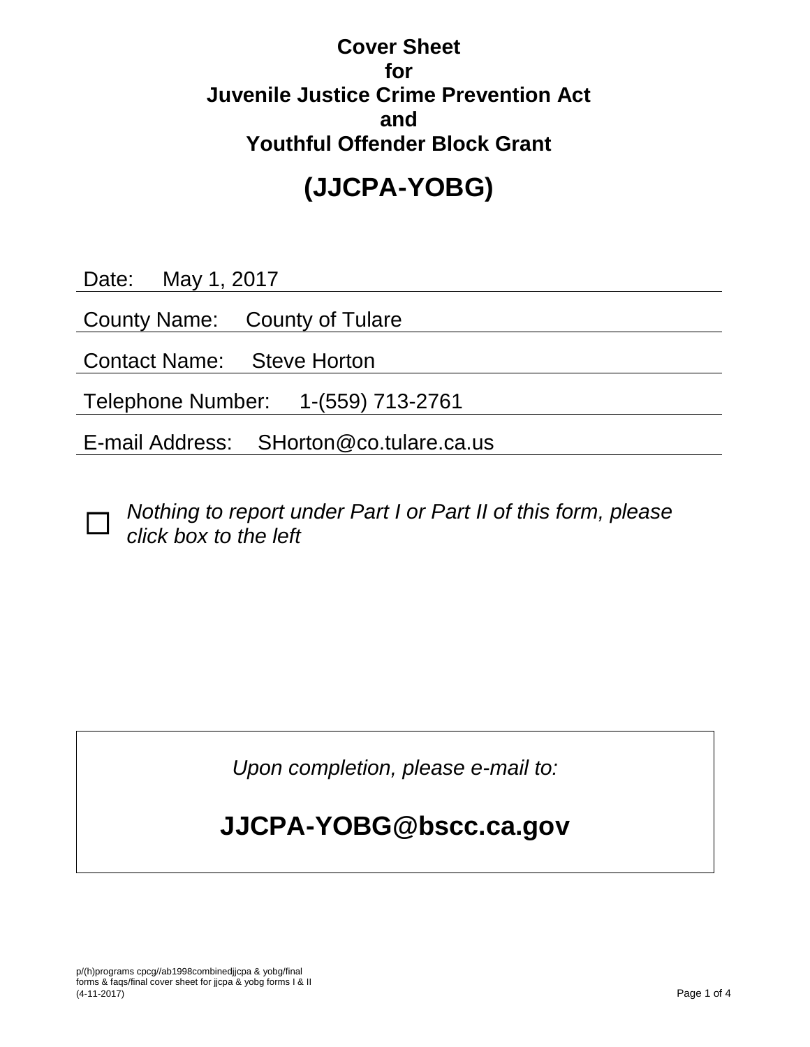# Cover Sheet
# for
# Juvenile Justice Crime Prevention Act
# and
# Youthful Offender Block Grant

# (JJCPA-YOBG)

Date: May 1, 2017

County Name: County of Tulare

Contact Name: Steve Horton

Telephone Number: 1-(559) 713-2761

E-mail Address: SHorton@co.tulare.ca.us

☐ *Nothing to report under Part I or Part II of this form, please click box to the left*

*Upon completion, please e-mail to:*

**JJCPA-YOBG@bscc.ca.gov**

p/(h)programs cpcg//ab1998combinedjjcpa & yobg/final forms & faqs/final cover sheet for jjcpa & yobg forms I & II (4-11-2017)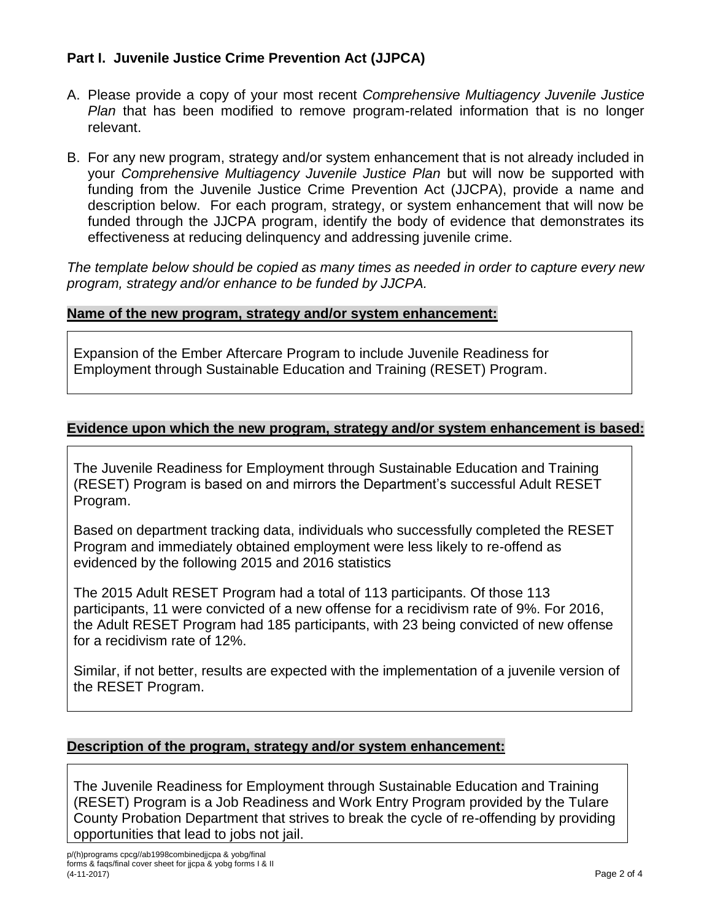## Part I. Juvenile Justice Crime Prevention Act (JJPCA)

A. Please provide a copy of your most recent *Comprehensive Multiagency Juvenile Justice Plan* that has been modified to remove program-related information that is no longer relevant.

B. For any new program, strategy and/or system enhancement that is not already included in your *Comprehensive Multiagency Juvenile Justice Plan* but will now be supported with funding from the Juvenile Justice Crime Prevention Act (JJCPA), provide a name and description below. For each program, strategy, or system enhancement that will now be funded through the JJCPA program, identify the body of evidence that demonstrates its effectiveness at reducing delinquency and addressing juvenile crime.

*The template below should be copied as many times as needed in order to capture every new program, strategy and/or enhance to be funded by JJCPA.*

**Name of the new program, strategy and/or system enhancement:**

Expansion of the Ember Aftercare Program to include Juvenile Readiness for Employment through Sustainable Education and Training (RESET) Program.

**Evidence upon which the new program, strategy and/or system enhancement is based:**

The Juvenile Readiness for Employment through Sustainable Education and Training (RESET) Program is based on and mirrors the Department's successful Adult RESET Program.

Based on department tracking data, individuals who successfully completed the RESET Program and immediately obtained employment were less likely to re-offend as evidenced by the following 2015 and 2016 statistics

The 2015 Adult RESET Program had a total of 113 participants. Of those 113 participants, 11 were convicted of a new offense for a recidivism rate of 9%. For 2016, the Adult RESET Program had 185 participants, with 23 being convicted of new offense for a recidivism rate of 12%.

Similar, if not better, results are expected with the implementation of a juvenile version of the RESET Program.

**Description of the program, strategy and/or system enhancement:**

The Juvenile Readiness for Employment through Sustainable Education and Training (RESET) Program is a Job Readiness and Work Entry Program provided by the Tulare County Probation Department that strives to break the cycle of re-offending by providing opportunities that lead to jobs not jail.

p/(h)programs cpcg//ab1998combinedjjcpa & yobg/final forms & faqs/final cover sheet for jjcpa & yobg forms I & II (4-11-2017)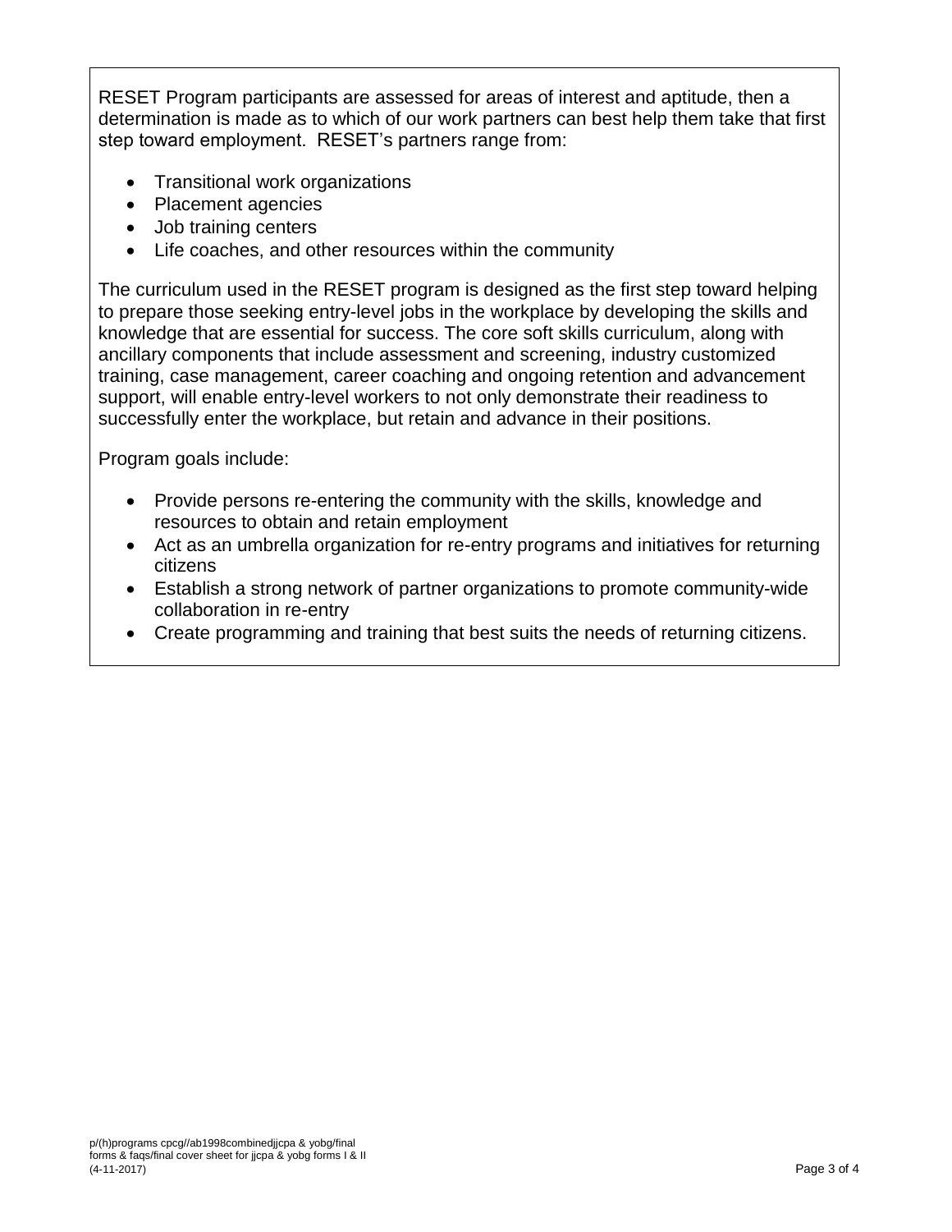RESET Program participants are assessed for areas of interest and aptitude, then a determination is made as to which of our work partners can best help them take that first step toward employment. RESET's partners range from:

- Transitional work organizations
- Placement agencies
- Job training centers
- Life coaches, and other resources within the community

The curriculum used in the RESET program is designed as the first step toward helping to prepare those seeking entry-level jobs in the workplace by developing the skills and knowledge that are essential for success. The core soft skills curriculum, along with ancillary components that include assessment and screening, industry customized training, case management, career coaching and ongoing retention and advancement support, will enable entry-level workers to not only demonstrate their readiness to successfully enter the workplace, but retain and advance in their positions.

Program goals include:

- Provide persons re-entering the community with the skills, knowledge and resources to obtain and retain employment
- Act as an umbrella organization for re-entry programs and initiatives for returning citizens
- Establish a strong network of partner organizations to promote community-wide collaboration in re-entry
- Create programming and training that best suits the needs of returning citizens.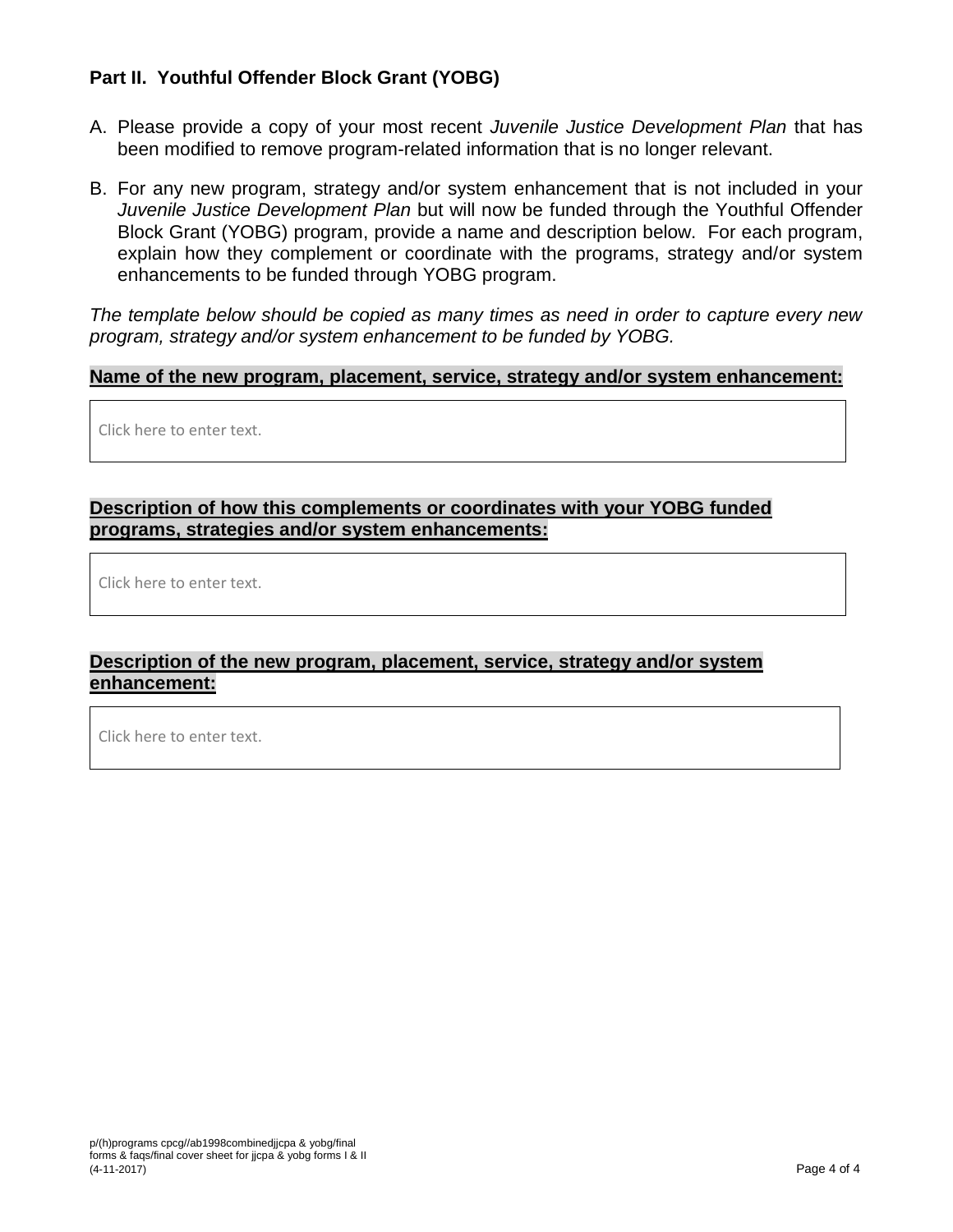## Part II. Youthful Offender Block Grant (YOBG)

A. Please provide a copy of your most recent *Juvenile Justice Development Plan* that has been modified to remove program-related information that is no longer relevant.

B. For any new program, strategy and/or system enhancement that is not included in your *Juvenile Justice Development Plan* but will now be funded through the Youthful Offender Block Grant (YOBG) program, provide a name and description below. For each program, explain how they complement or coordinate with the programs, strategy and/or system enhancements to be funded through YOBG program.

*The template below should be copied as many times as need in order to capture every new program, strategy and/or system enhancement to be funded by YOBG.*

**Name of the new program, placement, service, strategy and/or system enhancement:**

Click here to enter text.

**Description of how this complements or coordinates with your YOBG funded programs, strategies and/or system enhancements:**

Click here to enter text.

**Description of the new program, placement, service, strategy and/or system enhancement:**

Click here to enter text.

p/(h)programs cpcg//ab1998combinedjjcpa & yobg/final forms & faqs/final cover sheet for jjcpa & yobg forms I & II (4-11-2017)